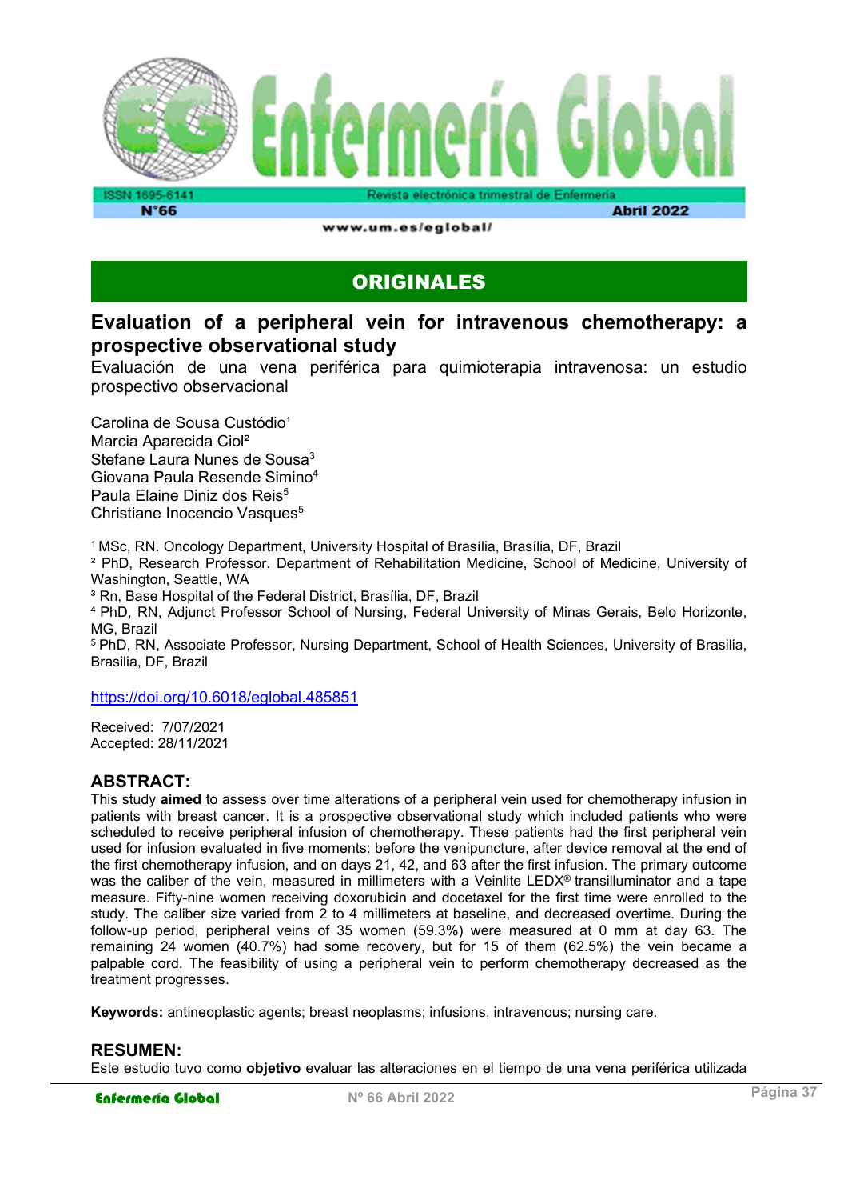## ORIGINALES

# Evaluation of a peripheral vein for intravenous chemotherapy: a prospective observational study

Evaluación de una vena periférica para quimioterapia intravenosa: un estudio prospectivo observacional

Carolina de Sousa Custódio[1]
Marcia Aparecida Ciol[2]
Stefane Laura Nunes de Sousa[3]
Giovana Paula Resende Simino[4]
Paula Elaine Diniz dos Reis[5]
Christiane Inocencio Vasques[5]

[1] MSc, RN. Oncology Department, University Hospital of Brasília, Brasília, DF, Brazil
[2] PhD, Research Professor. Department of Rehabilitation Medicine, School of Medicine, University of Washington, Seattle, WA
[3] Rn, Base Hospital of the Federal District, Brasília, DF, Brazil
[4] PhD, RN, Adjunct Professor School of Nursing, Federal University of Minas Gerais, Belo Horizonte, MG, Brazil
[5] PhD, RN, Associate Professor, Nursing Department, School of Health Sciences, University of Brasilia, Brasilia, DF, Brazil

https://doi.org/10.6018/eglobal.485851

Received: 7/07/2021
Accepted: 28/11/2021

## ABSTRACT:

This study **aimed** to assess over time alterations of a peripheral vein used for chemotherapy infusion in patients with breast cancer. It is a prospective observational study which included patients who were scheduled to receive peripheral infusion of chemotherapy. These patients had the first peripheral vein used for infusion evaluated in five moments: before the venipuncture, after device removal at the end of the first chemotherapy infusion, and on days 21, 42, and 63 after the first infusion. The primary outcome was the caliber of the vein, measured in millimeters with a Veinlite LEDX® transilluminator and a tape measure. Fifty-nine women receiving doxorubicin and docetaxel for the first time were enrolled to the study. The caliber size varied from 2 to 4 millimeters at baseline, and decreased overtime. During the follow-up period, peripheral veins of 35 women (59.3%) were measured at 0 mm at day 63. The remaining 24 women (40.7%) had some recovery, but for 15 of them (62.5%) the vein became a palpable cord. The feasibility of using a peripheral vein to perform chemotherapy decreased as the treatment progresses.

**Keywords:** antineoplastic agents; breast neoplasms; infusions, intravenous; nursing care.

## RESUMEN:

Este estudio tuvo como **objetivo** evaluar las alteraciones en el tiempo de una vena periférica utilizada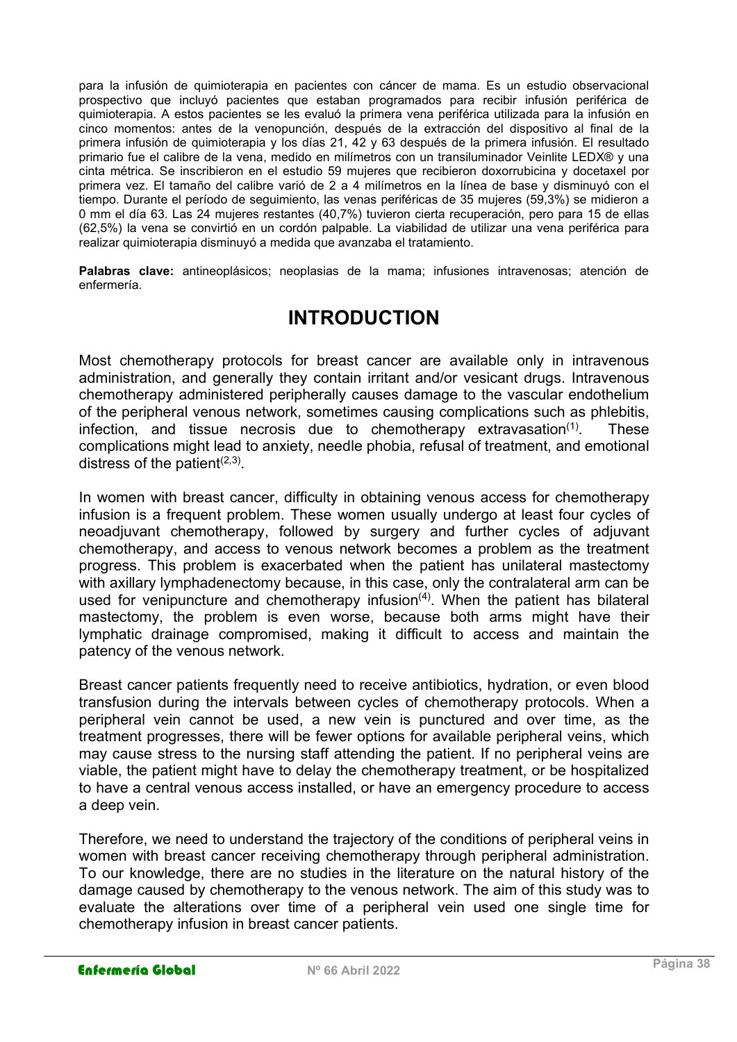para la infusión de quimioterapia en pacientes con cáncer de mama. Es un estudio observacional prospectivo que incluyó pacientes que estaban programados para recibir infusión periférica de quimioterapia. A estos pacientes se les evaluó la primera vena periférica utilizada para la infusión en cinco momentos: antes de la venopunción, después de la extracción del dispositivo al final de la primera infusión de quimioterapia y los días 21, 42 y 63 después de la primera infusión. El resultado primario fue el calibre de la vena, medido en milímetros con un transiluminador Veinlite LEDX® y una cinta métrica. Se inscribieron en el estudio 59 mujeres que recibieron doxorrubicina y docetaxel por primera vez. El tamaño del calibre varió de 2 a 4 milímetros en la línea de base y disminuyó con el tiempo. Durante el período de seguimiento, las venas periféricas de 35 mujeres (59,3%) se midieron a 0 mm el día 63. Las 24 mujeres restantes (40,7%) tuvieron cierta recuperación, pero para 15 de ellas (62,5%) la vena se convirtió en un cordón palpable. La viabilidad de utilizar una vena periférica para realizar quimioterapia disminuyó a medida que avanzaba el tratamiento.

**Palabras clave:** antineoplásicos; neoplasias de la mama; infusiones intravenosas; atención de enfermería.

# INTRODUCTION

Most chemotherapy protocols for breast cancer are available only in intravenous administration, and generally they contain irritant and/or vesicant drugs. Intravenous chemotherapy administered peripherally causes damage to the vascular endothelium of the peripheral venous network, sometimes causing complications such as phlebitis, infection, and tissue necrosis due to chemotherapy extravasation[1]. These complications might lead to anxiety, needle phobia, refusal of treatment, and emotional distress of the patient[2,3].

In women with breast cancer, difficulty in obtaining venous access for chemotherapy infusion is a frequent problem. These women usually undergo at least four cycles of neoadjuvant chemotherapy, followed by surgery and further cycles of adjuvant chemotherapy, and access to venous network becomes a problem as the treatment progress. This problem is exacerbated when the patient has unilateral mastectomy with axillary lymphadenectomy because, in this case, only the contralateral arm can be used for venipuncture and chemotherapy infusion[4]. When the patient has bilateral mastectomy, the problem is even worse, because both arms might have their lymphatic drainage compromised, making it difficult to access and maintain the patency of the venous network.

Breast cancer patients frequently need to receive antibiotics, hydration, or even blood transfusion during the intervals between cycles of chemotherapy protocols. When a peripheral vein cannot be used, a new vein is punctured and over time, as the treatment progresses, there will be fewer options for available peripheral veins, which may cause stress to the nursing staff attending the patient. If no peripheral veins are viable, the patient might have to delay the chemotherapy treatment, or be hospitalized to have a central venous access installed, or have an emergency procedure to access a deep vein.

Therefore, we need to understand the trajectory of the conditions of peripheral veins in women with breast cancer receiving chemotherapy through peripheral administration. To our knowledge, there are no studies in the literature on the natural history of the damage caused by chemotherapy to the venous network. The aim of this study was to evaluate the alterations over time of a peripheral vein used one single time for chemotherapy infusion in breast cancer patients.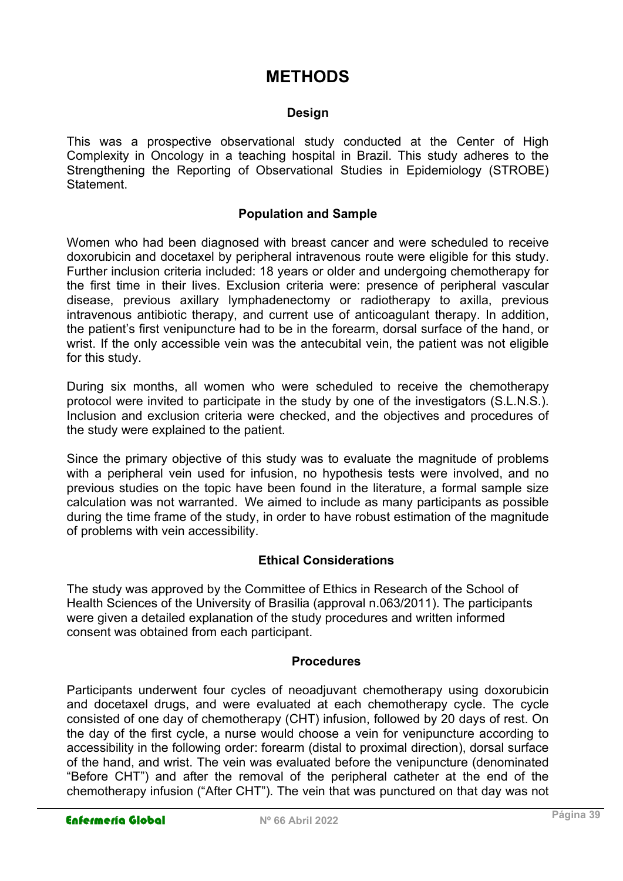# METHODS

## Design

This was a prospective observational study conducted at the Center of High Complexity in Oncology in a teaching hospital in Brazil. This study adheres to the Strengthening the Reporting of Observational Studies in Epidemiology (STROBE) Statement.

## Population and Sample

Women who had been diagnosed with breast cancer and were scheduled to receive doxorubicin and docetaxel by peripheral intravenous route were eligible for this study. Further inclusion criteria included: 18 years or older and undergoing chemotherapy for the first time in their lives. Exclusion criteria were: presence of peripheral vascular disease, previous axillary lymphadenectomy or radiotherapy to axilla, previous intravenous antibiotic therapy, and current use of anticoagulant therapy. In addition, the patient's first venipuncture had to be in the forearm, dorsal surface of the hand, or wrist. If the only accessible vein was the antecubital vein, the patient was not eligible for this study.

During six months, all women who were scheduled to receive the chemotherapy protocol were invited to participate in the study by one of the investigators (S.L.N.S.). Inclusion and exclusion criteria were checked, and the objectives and procedures of the study were explained to the patient.

Since the primary objective of this study was to evaluate the magnitude of problems with a peripheral vein used for infusion, no hypothesis tests were involved, and no previous studies on the topic have been found in the literature, a formal sample size calculation was not warranted. We aimed to include as many participants as possible during the time frame of the study, in order to have robust estimation of the magnitude of problems with vein accessibility.

## Ethical Considerations

The study was approved by the Committee of Ethics in Research of the School of Health Sciences of the University of Brasilia (approval n.063/2011). The participants were given a detailed explanation of the study procedures and written informed consent was obtained from each participant.

## Procedures

Participants underwent four cycles of neoadjuvant chemotherapy using doxorubicin and docetaxel drugs, and were evaluated at each chemotherapy cycle. The cycle consisted of one day of chemotherapy (CHT) infusion, followed by 20 days of rest. On the day of the first cycle, a nurse would choose a vein for venipuncture according to accessibility in the following order: forearm (distal to proximal direction), dorsal surface of the hand, and wrist. The vein was evaluated before the venipuncture (denominated "Before CHT") and after the removal of the peripheral catheter at the end of the chemotherapy infusion ("After CHT"). The vein that was punctured on that day was not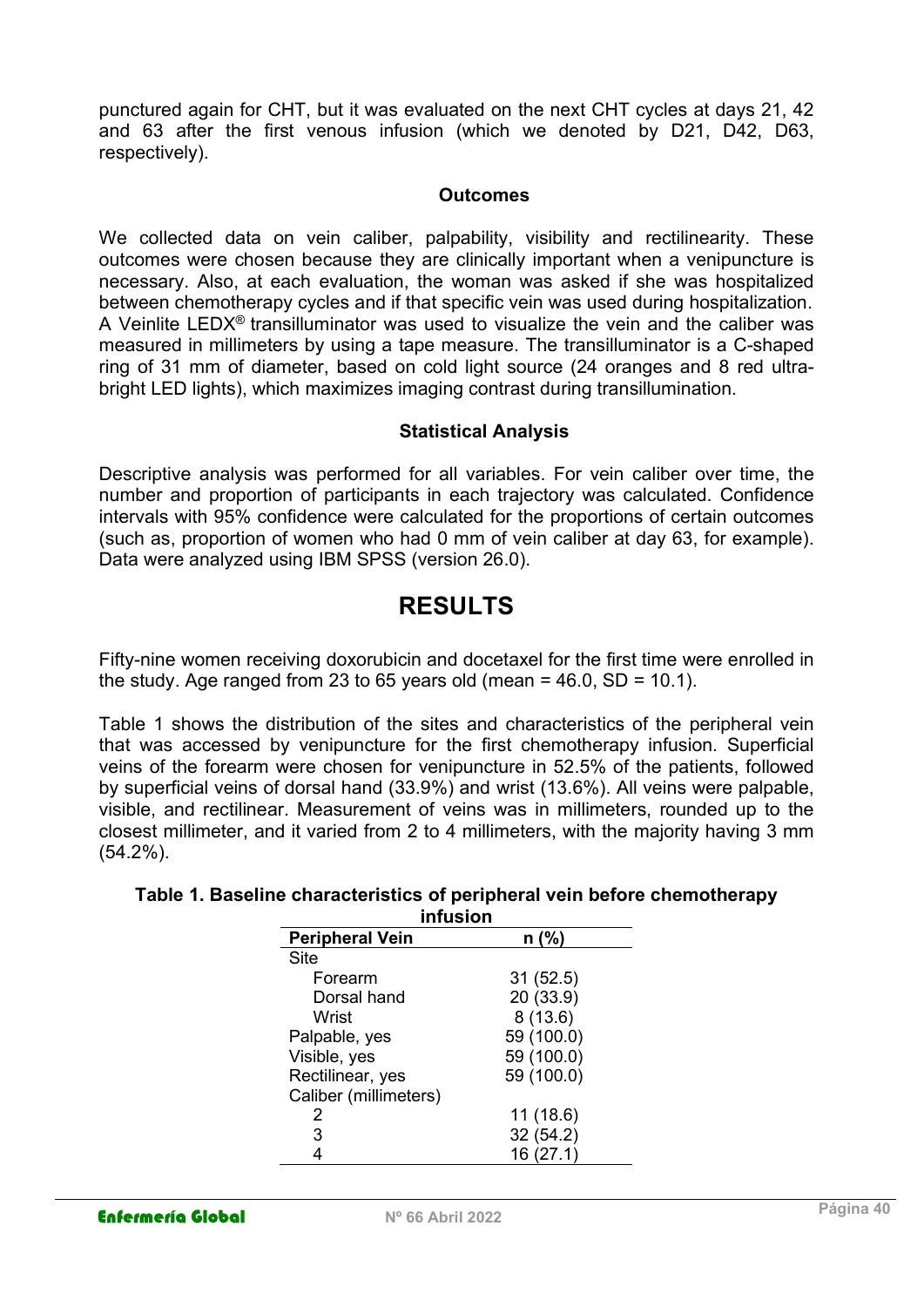punctured again for CHT, but it was evaluated on the next CHT cycles at days 21, 42 and 63 after the first venous infusion (which we denoted by D21, D42, D63, respectively).

### Outcomes

We collected data on vein caliber, palpability, visibility and rectilinearity. These outcomes were chosen because they are clinically important when a venipuncture is necessary. Also, at each evaluation, the woman was asked if she was hospitalized between chemotherapy cycles and if that specific vein was used during hospitalization. A Veinlite LEDX® transilluminator was used to visualize the vein and the caliber was measured in millimeters by using a tape measure. The transilluminator is a C-shaped ring of 31 mm of diameter, based on cold light source (24 oranges and 8 red ultra-bright LED lights), which maximizes imaging contrast during transillumination.

### Statistical Analysis

Descriptive analysis was performed for all variables. For vein caliber over time, the number and proportion of participants in each trajectory was calculated. Confidence intervals with 95% confidence were calculated for the proportions of certain outcomes (such as, proportion of women who had 0 mm of vein caliber at day 63, for example). Data were analyzed using IBM SPSS (version 26.0).

## RESULTS

Fifty-nine women receiving doxorubicin and docetaxel for the first time were enrolled in the study. Age ranged from 23 to 65 years old (mean = 46.0, SD = 10.1).

Table 1 shows the distribution of the sites and characteristics of the peripheral vein that was accessed by venipuncture for the first chemotherapy infusion. Superficial veins of the forearm were chosen for venipuncture in 52.5% of the patients, followed by superficial veins of dorsal hand (33.9%) and wrist (13.6%). All veins were palpable, visible, and rectilinear. Measurement of veins was in millimeters, rounded up to the closest millimeter, and it varied from 2 to 4 millimeters, with the majority having 3 mm (54.2%).

**Table 1. Baseline characteristics of peripheral vein before chemotherapy infusion**

| Peripheral Vein | n (%) |
|---|---|
| Site | |
| Forearm | 31 (52.5) |
| Dorsal hand | 20 (33.9) |
| Wrist | 8 (13.6) |
| Palpable, yes | 59 (100.0) |
| Visible, yes | 59 (100.0) |
| Rectilinear, yes | 59 (100.0) |
| Caliber (millimeters) | |
| 2 | 11 (18.6) |
| 3 | 32 (54.2) |
| 4 | 16 (27.1) |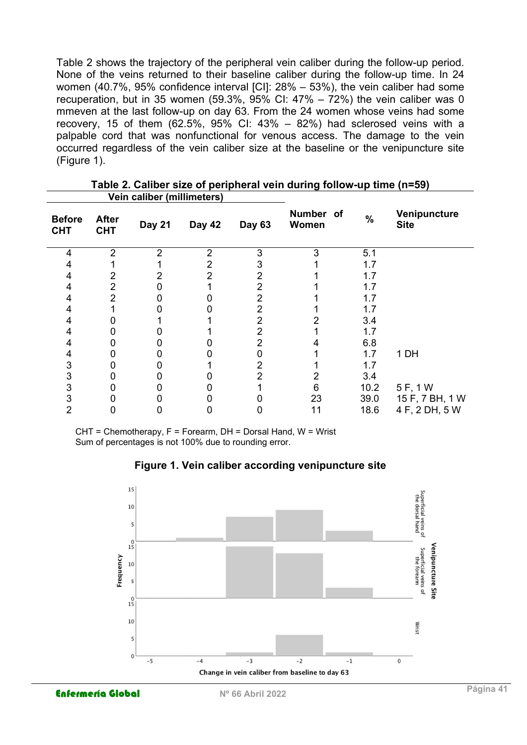Table 2 shows the trajectory of the peripheral vein caliber during the follow-up period. None of the veins returned to their baseline caliber during the follow-up time. In 24 women (40.7%, 95% confidence interval [CI]: 28% – 53%), the vein caliber had some recuperation, but in 35 women (59.3%, 95% CI: 47% – 72%) the vein caliber was 0 mmeven at the last follow-up on day 63. From the 24 women whose veins had some recovery, 15 of them (62.5%, 95% CI: 43% – 82%) had sclerosed veins with a palpable cord that was nonfunctional for venous access. The damage to the vein occurred regardless of the vein caliber size at the baseline or the venipuncture site (Figure 1).

**Table 2. Caliber size of peripheral vein during follow-up time (n=59)**

| Vein caliber (millimeters) | | | | | | | |
|---|---|---|---|---|---|---|---|
| **Before CHT** | **After CHT** | **Day 21** | **Day 42** | **Day 63** | **Number of Women** | **%** | **Venipuncture Site** |
| 4 | 2 | 2 | 2 | 3 | 3 | 5.1 | |
| 4 | 1 | 1 | 2 | 3 | 1 | 1.7 | |
| 4 | 2 | 2 | 2 | 2 | 1 | 1.7 | |
| 4 | 2 | 0 | 1 | 2 | 1 | 1.7 | |
| 4 | 2 | 0 | 0 | 2 | 1 | 1.7 | |
| 4 | 1 | 0 | 0 | 2 | 1 | 1.7 | |
| 4 | 0 | 1 | 1 | 2 | 2 | 3.4 | |
| 4 | 0 | 0 | 1 | 2 | 1 | 1.7 | |
| 4 | 0 | 0 | 0 | 2 | 4 | 6.8 | |
| 4 | 0 | 0 | 0 | 0 | 1 | 1.7 | 1 DH |
| 3 | 0 | 0 | 1 | 2 | 1 | 1.7 | |
| 3 | 0 | 0 | 0 | 2 | 2 | 3.4 | |
| 3 | 0 | 0 | 0 | 1 | 6 | 10.2 | 5 F, 1 W |
| 3 | 0 | 0 | 0 | 0 | 23 | 39.0 | 15 F, 7 BH, 1 W |
| 2 | 0 | 0 | 0 | 0 | 11 | 18.6 | 4 F, 2 DH, 5 W |

CHT = Chemotherapy, F = Forearm, DH = Dorsal Hand, W = Wrist
Sum of percentages is not 100% due to rounding error.

**Figure 1. Vein caliber according venipuncture site**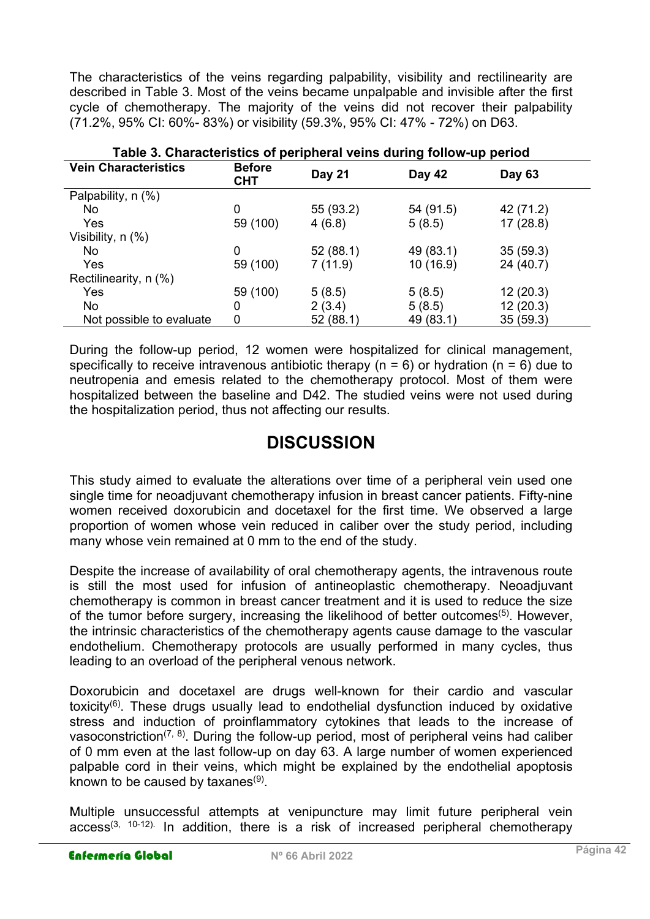The characteristics of the veins regarding palpability, visibility and rectilinearity are described in Table 3. Most of the veins became unpalpable and invisible after the first cycle of chemotherapy. The majority of the veins did not recover their palpability (71.2%, 95% CI: 60%- 83%) or visibility (59.3%, 95% CI: 47% - 72%) on D63.

**Table 3. Characteristics of peripheral veins during follow-up period**

| Vein Characteristics | Before CHT | Day 21 | Day 42 | Day 63 |
|---|---|---|---|---|
| Palpability, n (%) | | | | |
| No | 0 | 55 (93.2) | 54 (91.5) | 42 (71.2) |
| Yes | 59 (100) | 4 (6.8) | 5 (8.5) | 17 (28.8) |
| Visibility, n (%) | | | | |
| No | 0 | 52 (88.1) | 49 (83.1) | 35 (59.3) |
| Yes | 59 (100) | 7 (11.9) | 10 (16.9) | 24 (40.7) |
| Rectilinearity, n (%) | | | | |
| Yes | 59 (100) | 5 (8.5) | 5 (8.5) | 12 (20.3) |
| No | 0 | 2 (3.4) | 5 (8.5) | 12 (20.3) |
| Not possible to evaluate | 0 | 52 (88.1) | 49 (83.1) | 35 (59.3) |

During the follow-up period, 12 women were hospitalized for clinical management, specifically to receive intravenous antibiotic therapy ($n = 6$) or hydration ($n = 6$) due to neutropenia and emesis related to the chemotherapy protocol. Most of them were hospitalized between the baseline and D42. The studied veins were not used during the hospitalization period, thus not affecting our results.

# DISCUSSION

This study aimed to evaluate the alterations over time of a peripheral vein used one single time for neoadjuvant chemotherapy infusion in breast cancer patients. Fifty-nine women received doxorubicin and docetaxel for the first time. We observed a large proportion of women whose vein reduced in caliber over the study period, including many whose vein remained at 0 mm to the end of the study.

Despite the increase of availability of oral chemotherapy agents, the intravenous route is still the most used for infusion of antineoplastic chemotherapy. Neoadjuvant chemotherapy is common in breast cancer treatment and it is used to reduce the size of the tumor before surgery, increasing the likelihood of better outcomes[5]. However, the intrinsic characteristics of the chemotherapy agents cause damage to the vascular endothelium. Chemotherapy protocols are usually performed in many cycles, thus leading to an overload of the peripheral venous network.

Doxorubicin and docetaxel are drugs well-known for their cardio and vascular toxicity[6]. These drugs usually lead to endothelial dysfunction induced by oxidative stress and induction of proinflammatory cytokines that leads to the increase of vasoconstriction[7, 8]. During the follow-up period, most of peripheral veins had caliber of 0 mm even at the last follow-up on day 63. A large number of women experienced palpable cord in their veins, which might be explained by the endothelial apoptosis known to be caused by taxanes[9].

Multiple unsuccessful attempts at venipuncture may limit future peripheral vein access[3, 10-12]. In addition, there is a risk of increased peripheral chemotherapy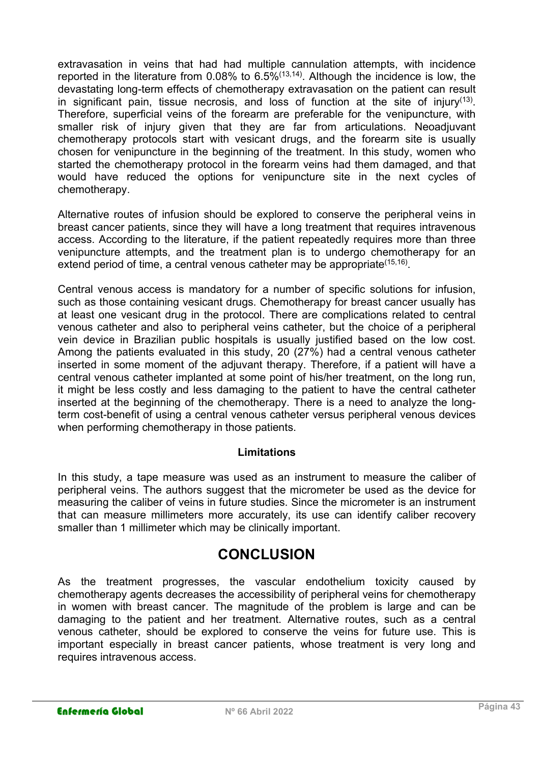extravasation in veins that had had multiple cannulation attempts, with incidence reported in the literature from 0.08% to 6.5%[13,14]. Although the incidence is low, the devastating long-term effects of chemotherapy extravasation on the patient can result in significant pain, tissue necrosis, and loss of function at the site of injury[13]. Therefore, superficial veins of the forearm are preferable for the venipuncture, with smaller risk of injury given that they are far from articulations. Neoadjuvant chemotherapy protocols start with vesicant drugs, and the forearm site is usually chosen for venipuncture in the beginning of the treatment. In this study, women who started the chemotherapy protocol in the forearm veins had them damaged, and that would have reduced the options for venipuncture site in the next cycles of chemotherapy.

Alternative routes of infusion should be explored to conserve the peripheral veins in breast cancer patients, since they will have a long treatment that requires intravenous access. According to the literature, if the patient repeatedly requires more than three venipuncture attempts, and the treatment plan is to undergo chemotherapy for an extend period of time, a central venous catheter may be appropriate[15,16].

Central venous access is mandatory for a number of specific solutions for infusion, such as those containing vesicant drugs. Chemotherapy for breast cancer usually has at least one vesicant drug in the protocol. There are complications related to central venous catheter and also to peripheral veins catheter, but the choice of a peripheral vein device in Brazilian public hospitals is usually justified based on the low cost. Among the patients evaluated in this study, 20 (27%) had a central venous catheter inserted in some moment of the adjuvant therapy. Therefore, if a patient will have a central venous catheter implanted at some point of his/her treatment, on the long run, it might be less costly and less damaging to the patient to have the central catheter inserted at the beginning of the chemotherapy. There is a need to analyze the long-term cost-benefit of using a central venous catheter versus peripheral venous devices when performing chemotherapy in those patients.

### Limitations

In this study, a tape measure was used as an instrument to measure the caliber of peripheral veins. The authors suggest that the micrometer be used as the device for measuring the caliber of veins in future studies. Since the micrometer is an instrument that can measure millimeters more accurately, its use can identify caliber recovery smaller than 1 millimeter which may be clinically important.

## CONCLUSION

As the treatment progresses, the vascular endothelium toxicity caused by chemotherapy agents decreases the accessibility of peripheral veins for chemotherapy in women with breast cancer. The magnitude of the problem is large and can be damaging to the patient and her treatment. Alternative routes, such as a central venous catheter, should be explored to conserve the veins for future use. This is important especially in breast cancer patients, whose treatment is very long and requires intravenous access.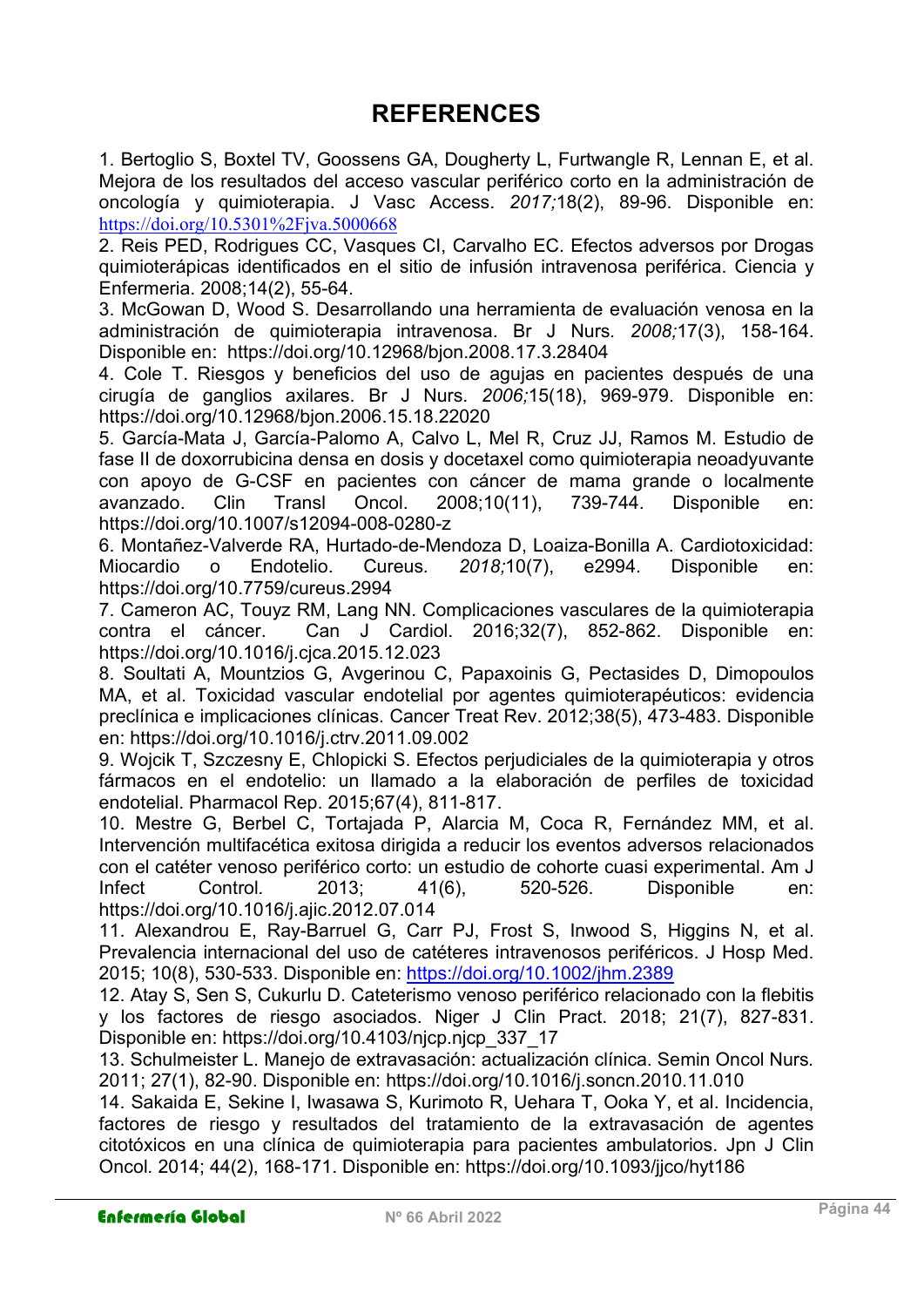# REFERENCES

1. Bertoglio S, Boxtel TV, Goossens GA, Dougherty L, Furtwangle R, Lennan E, et al. Mejora de los resultados del acceso vascular periférico corto en la administración de oncología y quimioterapia. J Vasc Access. *2017;*18(2), 89-96. Disponible en: https://doi.org/10.5301%2Fjva.5000668

2. Reis PED, Rodrigues CC, Vasques CI, Carvalho EC. Efectos adversos por Drogas quimioterápicas identificados en el sitio de infusión intravenosa periférica. Ciencia y Enfermeria. 2008;14(2), 55-64.

3. McGowan D, Wood S. Desarrollando una herramienta de evaluación venosa en la administración de quimioterapia intravenosa. Br J Nurs. *2008;*17(3), 158-164. Disponible en: https://doi.org/10.12968/bjon.2008.17.3.28404

4. Cole T. Riesgos y beneficios del uso de agujas en pacientes después de una cirugía de ganglios axilares. Br J Nurs. *2006;*15(18), 969-979. Disponible en: https://doi.org/10.12968/bjon.2006.15.18.22020

5. García-Mata J, García-Palomo A, Calvo L, Mel R, Cruz JJ, Ramos M. Estudio de fase II de doxorrubicina densa en dosis y docetaxel como quimioterapia neoadyuvante con apoyo de G-CSF en pacientes con cáncer de mama grande o localmente avanzado. Clin Transl Oncol. 2008;10(11), 739-744. Disponible en: https://doi.org/10.1007/s12094-008-0280-z

6. Montañez-Valverde RA, Hurtado-de-Mendoza D, Loaiza-Bonilla A. Cardiotoxicidad: Miocardio o Endotelio. Cureus. *2018;*10(7), e2994. Disponible en: https://doi.org/10.7759/cureus.2994

7. Cameron AC, Touyz RM, Lang NN. Complicaciones vasculares de la quimioterapia contra el cáncer. Can J Cardiol. 2016;32(7), 852-862. Disponible en: https://doi.org/10.1016/j.cjca.2015.12.023

8. Soultati A, Mountzios G, Avgerinou C, Papaxoinis G, Pectasides D, Dimopoulos MA, et al. Toxicidad vascular endotelial por agentes quimioterapéuticos: evidencia preclínica e implicaciones clínicas. Cancer Treat Rev. 2012;38(5), 473-483. Disponible en: https://doi.org/10.1016/j.ctrv.2011.09.002

9. Wojcik T, Szczesny E, Chlopicki S. Efectos perjudiciales de la quimioterapia y otros fármacos en el endotelio: un llamado a la elaboración de perfiles de toxicidad endotelial. Pharmacol Rep. 2015;67(4), 811-817.

10. Mestre G, Berbel C, Tortajada P, Alarcia M, Coca R, Fernández MM, et al. Intervención multifacética exitosa dirigida a reducir los eventos adversos relacionados con el catéter venoso periférico corto: un estudio de cohorte cuasi experimental. Am J Infect Control. 2013; 41(6), 520-526. Disponible en: https://doi.org/10.1016/j.ajic.2012.07.014

11. Alexandrou E, Ray-Barruel G, Carr PJ, Frost S, Inwood S, Higgins N, et al. Prevalencia internacional del uso de catéteres intravenosos periféricos. J Hosp Med. 2015; 10(8), 530-533. Disponible en: https://doi.org/10.1002/jhm.2389

12. Atay S, Sen S, Cukurlu D. Cateterismo venoso periférico relacionado con la flebitis y los factores de riesgo asociados. Niger J Clin Pract. 2018; 21(7), 827-831. Disponible en: https://doi.org/10.4103/njcp.njcp_337_17

13. Schulmeister L. Manejo de extravasación: actualización clínica. Semin Oncol Nurs. 2011; 27(1), 82-90. Disponible en: https://doi.org/10.1016/j.soncn.2010.11.010

14. Sakaida E, Sekine I, Iwasawa S, Kurimoto R, Uehara T, Ooka Y, et al. Incidencia, factores de riesgo y resultados del tratamiento de la extravasación de agentes citotóxicos en una clínica de quimioterapia para pacientes ambulatorios. Jpn J Clin Oncol. 2014; 44(2), 168-171. Disponible en: https://doi.org/10.1093/jjco/hyt186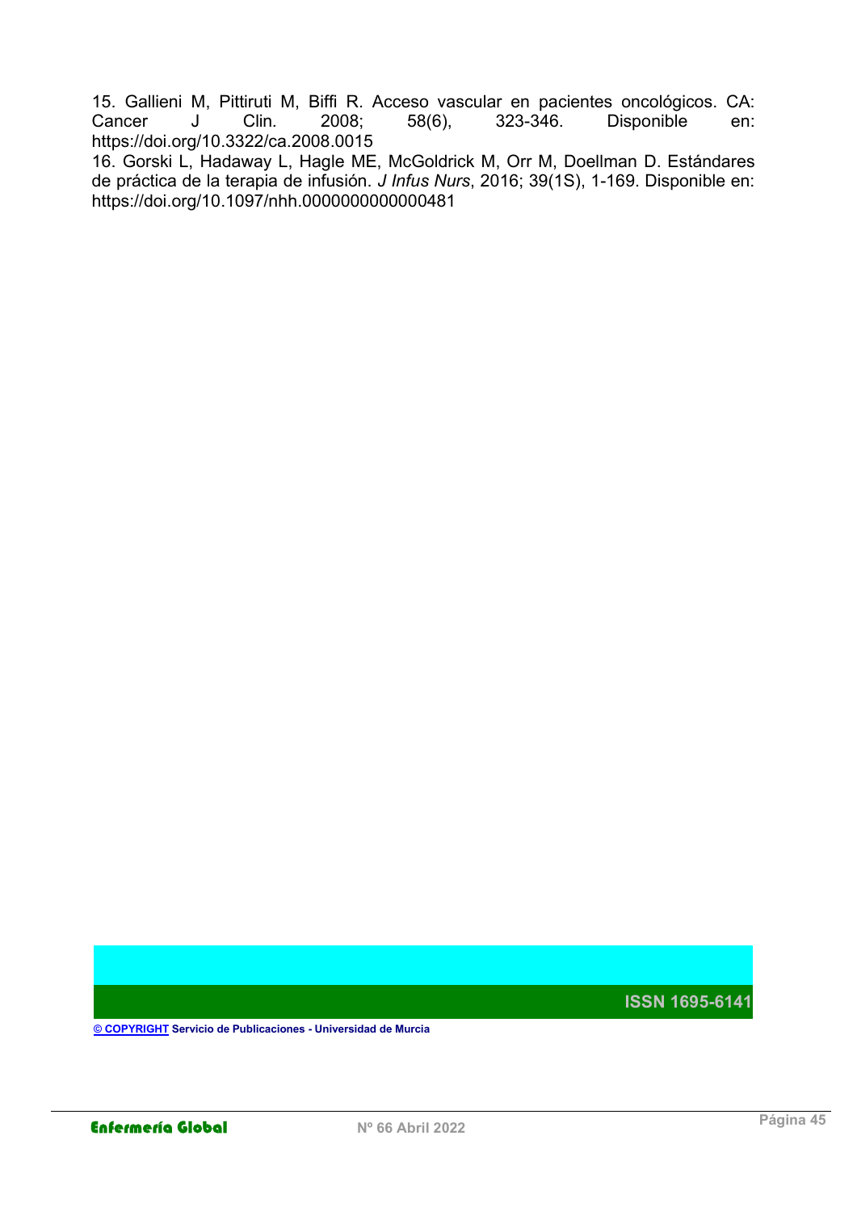15. Gallieni M, Pittiruti M, Biffi R. Acceso vascular en pacientes oncológicos. CA: Cancer J Clin. 2008; 58(6), 323-346. Disponible en: https://doi.org/10.3322/ca.2008.0015

16. Gorski L, Hadaway L, Hagle ME, McGoldrick M, Orr M, Doellman D. Estándares de práctica de la terapia de infusión. *J Infus Nurs*, 2016; 39(1S), 1-169. Disponible en: https://doi.org/10.1097/nhh.0000000000000481